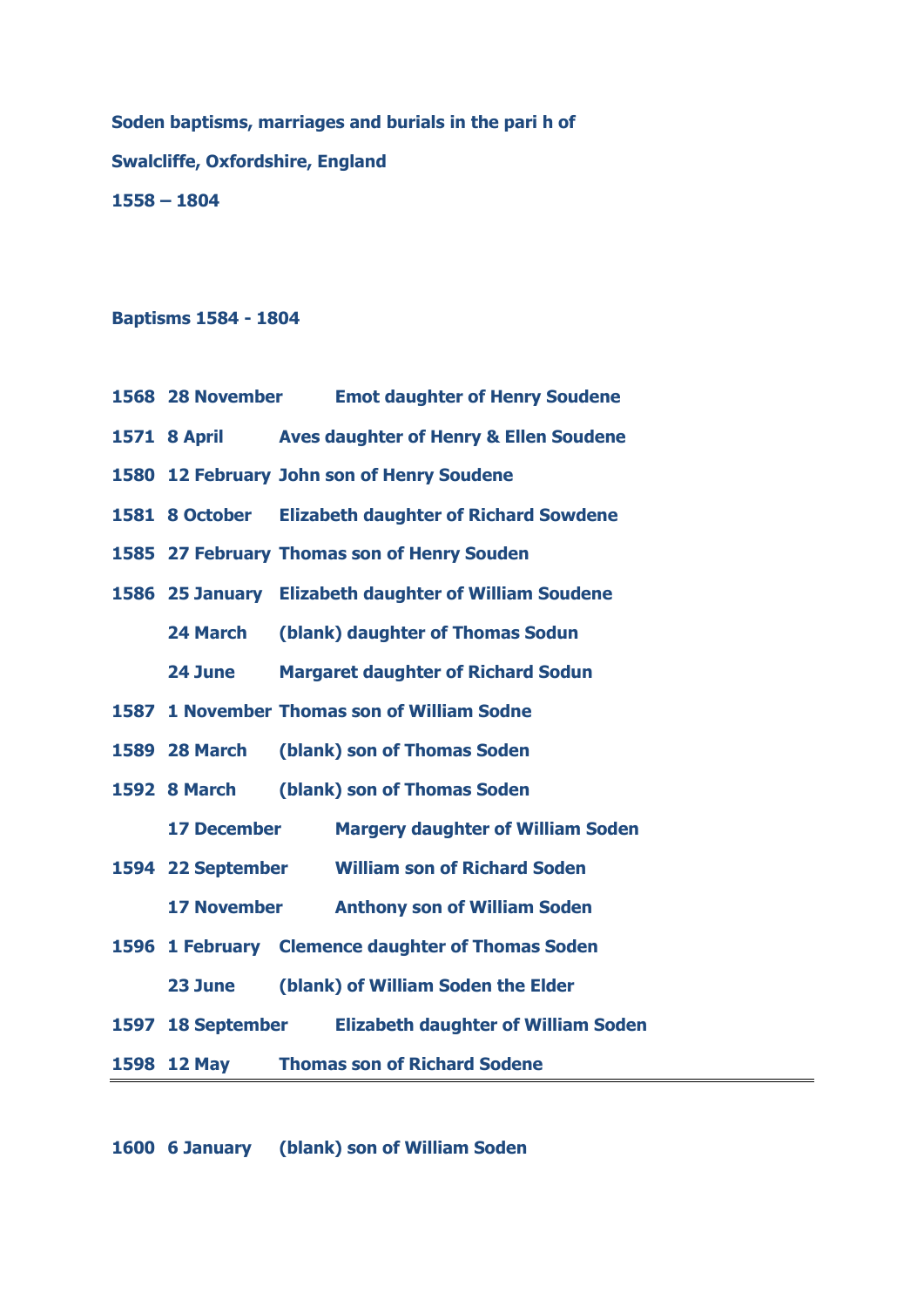**Soden baptisms, marriages and burials in the pari h of**

**Swalcliffe, Oxfordshire, England**

**1558 – 1804**

**Baptisms 1584 - 1804**

| | | |
|---|---|---|
| **1568** | **28 November** | **Emot daughter of Henry Soudene** |
| **1571** | **8 April** | **Aves daughter of Henry & Ellen Soudene** |
| **1580** | **12 February** | **John son of Henry Soudene** |
| **1581** | **8 October** | **Elizabeth daughter of Richard Sowdene** |
| **1585** | **27 February** | **Thomas son of Henry Souden** |
| **1586** | **25 January** | **Elizabeth daughter of William Soudene** |
| | **24 March** | **(blank) daughter of Thomas Sodun** |
| | **24 June** | **Margaret daughter of Richard Sodun** |
| **1587** | **1 November** | **Thomas son of William Sodne** |
| **1589** | **28 March** | **(blank) son of Thomas Soden** |
| **1592** | **8 March** | **(blank) son of Thomas Soden** |
| | **17 December** | **Margery daughter of William Soden** |
| **1594** | **22 September** | **William son of Richard Soden** |
| | **17 November** | **Anthony son of William Soden** |
| **1596** | **1 February** | **Clemence daughter of Thomas Soden** |
| | **23 June** | **(blank) of William Soden the Elder** |
| **1597** | **18 September** | **Elizabeth daughter of William Soden** |
| **1598** | **12 May** | **Thomas son of Richard Sodene** |

---

| | | |
|---|---|---|
| **1600** | **6 January** | **(blank) son of William Soden** |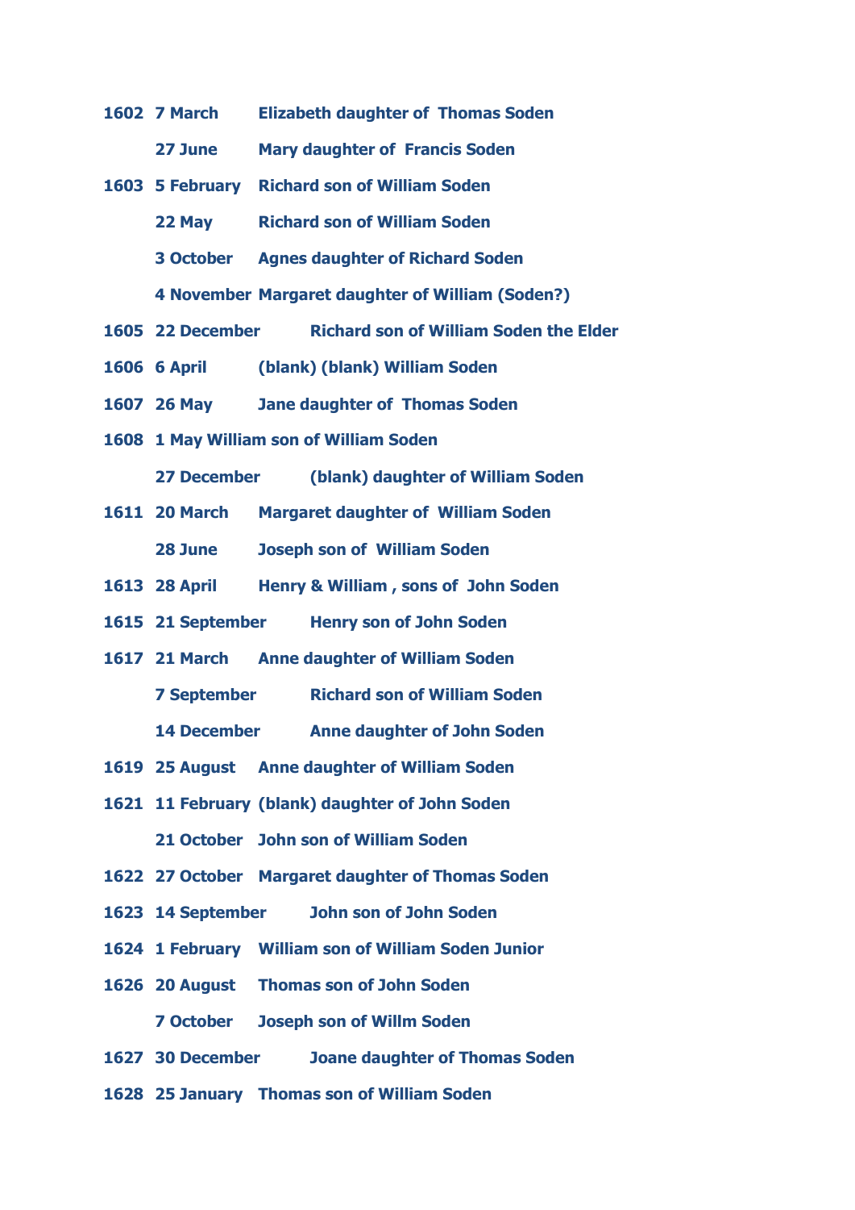**1602 7 March Elizabeth daughter of Thomas Soden**

**27 June Mary daughter of Francis Soden**

**1603 5 February Richard son of William Soden**

**22 May Richard son of William Soden**

**3 October Agnes daughter of Richard Soden**

**4 November Margaret daughter of William (Soden?)**

**1605 22 December Richard son of William Soden the Elder**

**1606 6 April (blank) (blank) William Soden**

**1607 26 May Jane daughter of Thomas Soden**

**1608 1 May William son of William Soden**

**27 December (blank) daughter of William Soden**

**1611 20 March Margaret daughter of William Soden**

**28 June Joseph son of William Soden**

**1613 28 April Henry & William , sons of John Soden**

**1615 21 September Henry son of John Soden**

**1617 21 March Anne daughter of William Soden**

**7 September Richard son of William Soden**

**14 December Anne daughter of John Soden**

**1619 25 August Anne daughter of William Soden**

**1621 11 February (blank) daughter of John Soden**

**21 October John son of William Soden**

**1622 27 October Margaret daughter of Thomas Soden**

**1623 14 September John son of John Soden**

**1624 1 February William son of William Soden Junior**

**1626 20 August Thomas son of John Soden**

**7 October Joseph son of Willm Soden**

**1627 30 December Joane daughter of Thomas Soden**

**1628 25 January Thomas son of William Soden**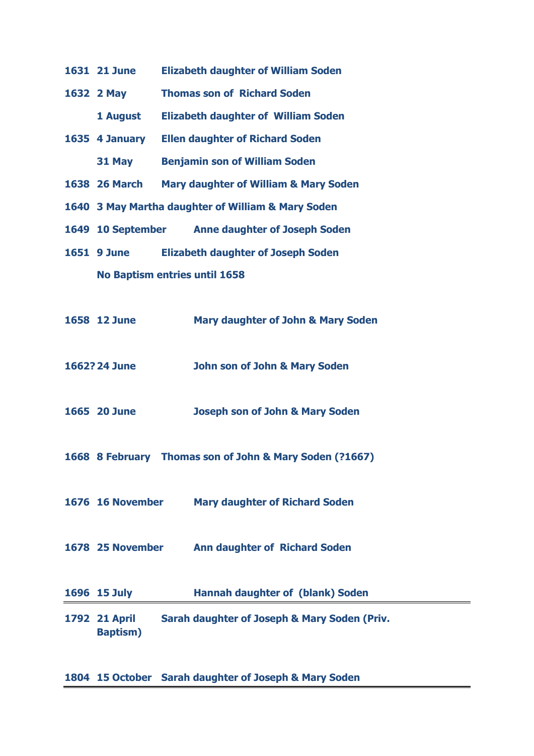**1631 21 June Elizabeth daughter of William Soden**

**1632 2 May Thomas son of Richard Soden**

**1 August Elizabeth daughter of William Soden**

**1635 4 January Ellen daughter of Richard Soden**

**31 May Benjamin son of William Soden**

**1638 26 March Mary daughter of William & Mary Soden**

**1640 3 May Martha daughter of William & Mary Soden**

**1649 10 September Anne daughter of Joseph Soden**

**1651 9 June Elizabeth daughter of Joseph Soden**

**No Baptism entries until 1658**

**1658 12 June Mary daughter of John & Mary Soden**

**1662? 24 June John son of John & Mary Soden**

**1665 20 June Joseph son of John & Mary Soden**

**1668 8 February Thomas son of John & Mary Soden (?1667)**

**1676 16 November Mary daughter of Richard Soden**

**1678 25 November Ann daughter of Richard Soden**

**1696 15 July Hannah daughter of (blank) Soden**

---

**1792 21 April Sarah daughter of Joseph & Mary Soden (Priv. Baptism)**

**1804 15 October Sarah daughter of Joseph & Mary Soden**

---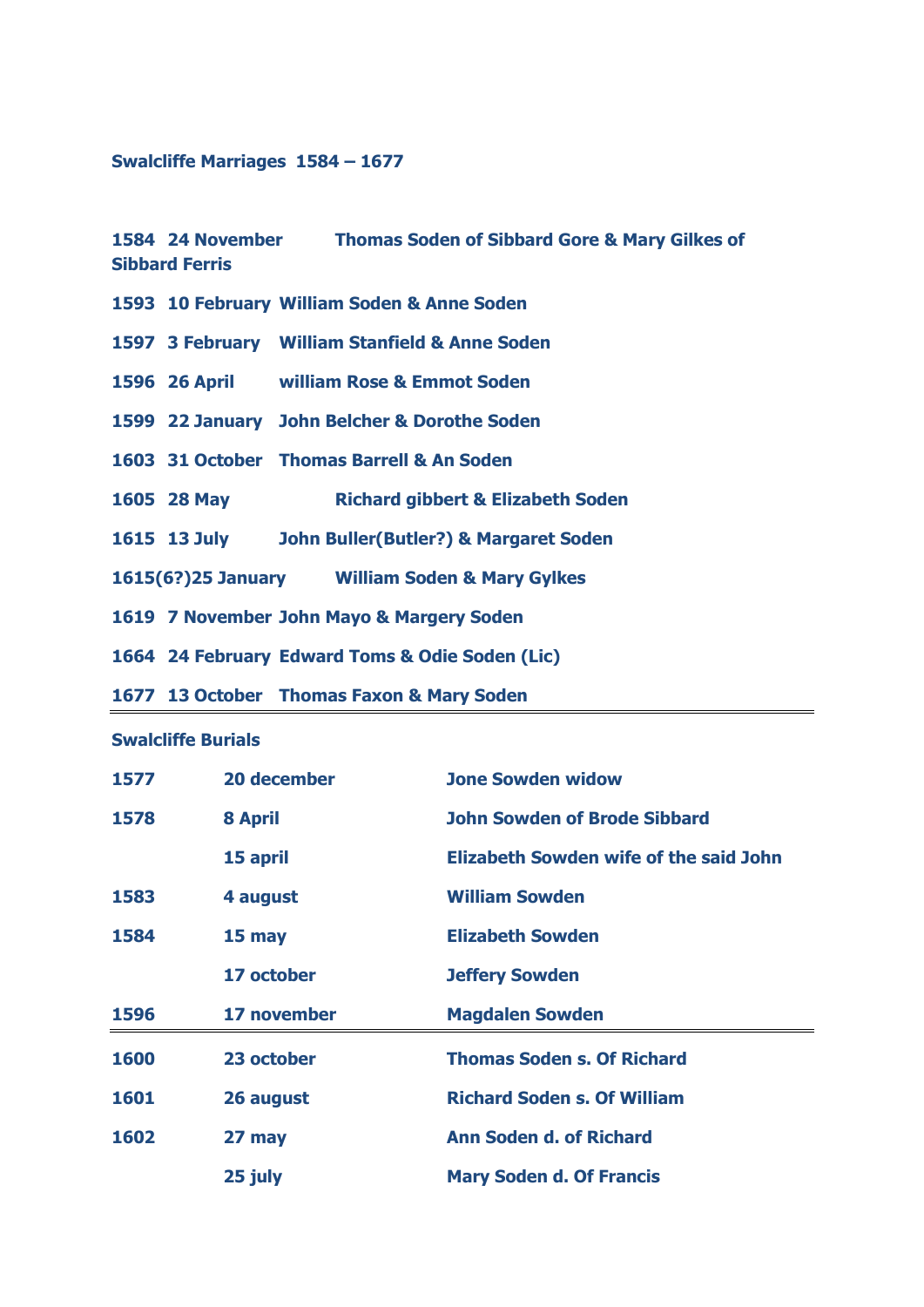**Swalcliffe Marriages 1584 – 1677**

**1584 24 November Thomas Soden of Sibbard Gore & Mary Gilkes of Sibbard Ferris**

**1593 10 February William Soden & Anne Soden**

**1597 3 February William Stanfield & Anne Soden**

**1596 26 April william Rose & Emmot Soden**

**1599 22 January John Belcher & Dorothe Soden**

**1603 31 October Thomas Barrell & An Soden**

**1605 28 May Richard gibbert & Elizabeth Soden**

**1615 13 July John Buller(Butler?) & Margaret Soden**

**1615(6?)25 January William Soden & Mary Gylkes**

**1619 7 November John Mayo & Margery Soden**

**1664 24 February Edward Toms & Odie Soden (Lic)**

**1677 13 October Thomas Faxon & Mary Soden**

---

**Swalcliffe Burials**

| | | |
|---|---|---|
| **1577** | **20 december** | **Jone Sowden widow** |
| **1578** | **8 April** | **John Sowden of Brode Sibbard** |
| | **15 april** | **Elizabeth Sowden wife of the said John** |
| **1583** | **4 august** | **William Sowden** |
| **1584** | **15 may** | **Elizabeth Sowden** |
| | **17 october** | **Jeffery Sowden** |
| **1596** | **17 november** | **Magdalen Sowden** |
| **1600** | **23 october** | **Thomas Soden s. Of Richard** |
| **1601** | **26 august** | **Richard Soden s. Of William** |
| **1602** | **27 may** | **Ann Soden d. of Richard** |
| | **25 july** | **Mary Soden d. Of Francis** |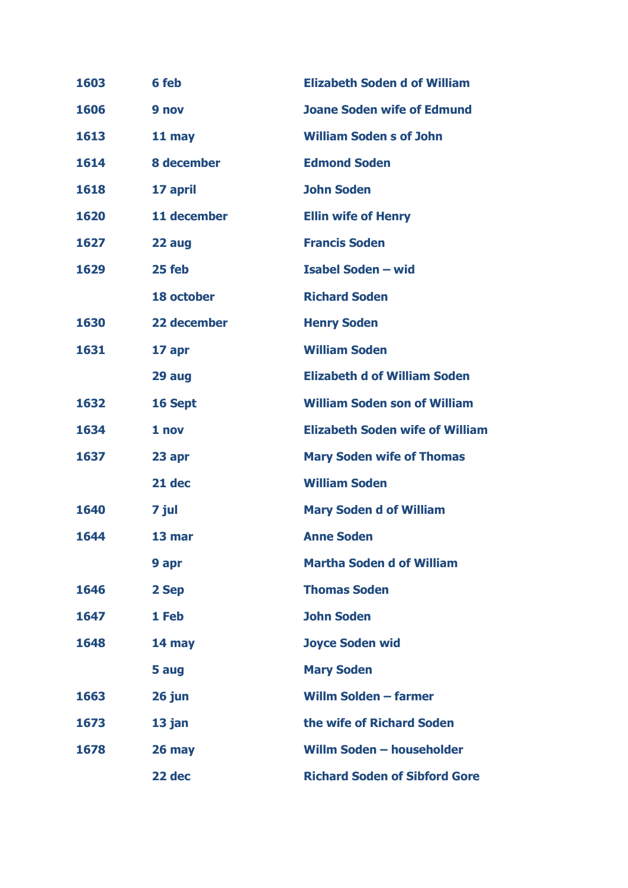| | | |
|---|---|---|
| **1603** | **6 feb** | **Elizabeth Soden d of William** |
| **1606** | **9 nov** | **Joane Soden wife of Edmund** |
| **1613** | **11 may** | **William Soden s of John** |
| **1614** | **8 december** | **Edmond Soden** |
| **1618** | **17 april** | **John Soden** |
| **1620** | **11 december** | **Ellin wife of Henry** |
| **1627** | **22 aug** | **Francis Soden** |
| **1629** | **25 feb** | **Isabel Soden – wid** |
| | **18 october** | **Richard Soden** |
| **1630** | **22 december** | **Henry Soden** |
| **1631** | **17 apr** | **William Soden** |
| | **29 aug** | **Elizabeth d of William Soden** |
| **1632** | **16 Sept** | **William Soden son of William** |
| **1634** | **1 nov** | **Elizabeth Soden wife of William** |
| **1637** | **23 apr** | **Mary Soden wife of Thomas** |
| | **21 dec** | **William Soden** |
| **1640** | **7 jul** | **Mary Soden d of William** |
| **1644** | **13 mar** | **Anne Soden** |
| | **9 apr** | **Martha Soden d of William** |
| **1646** | **2 Sep** | **Thomas Soden** |
| **1647** | **1 Feb** | **John Soden** |
| **1648** | **14 may** | **Joyce Soden wid** |
| | **5 aug** | **Mary Soden** |
| **1663** | **26 jun** | **Willm Solden – farmer** |
| **1673** | **13 jan** | **the wife of Richard Soden** |
| **1678** | **26 may** | **Willm Soden – householder** |
| | **22 dec** | **Richard Soden of Sibford Gore** |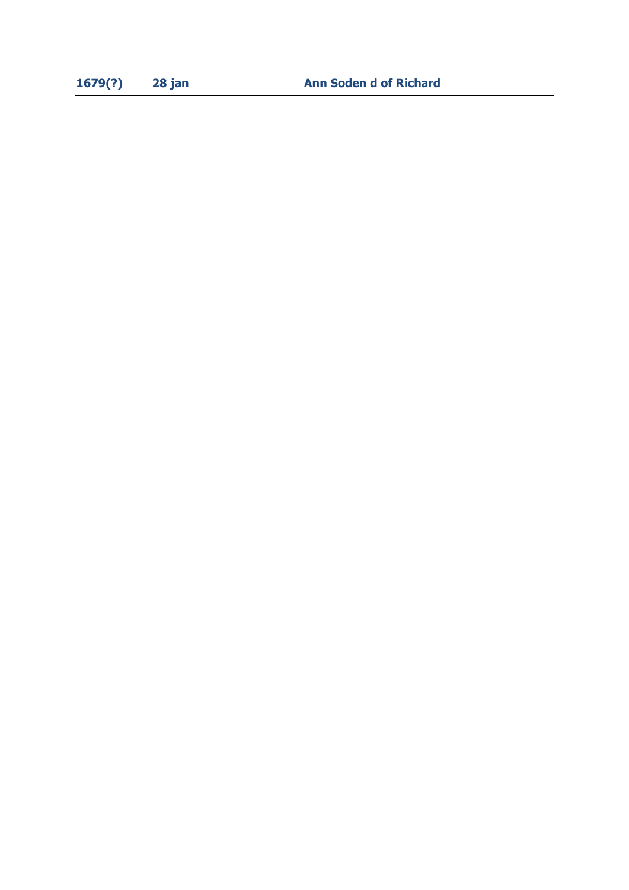**1679(?)** **28 jan** **Ann Soden d of Richard**